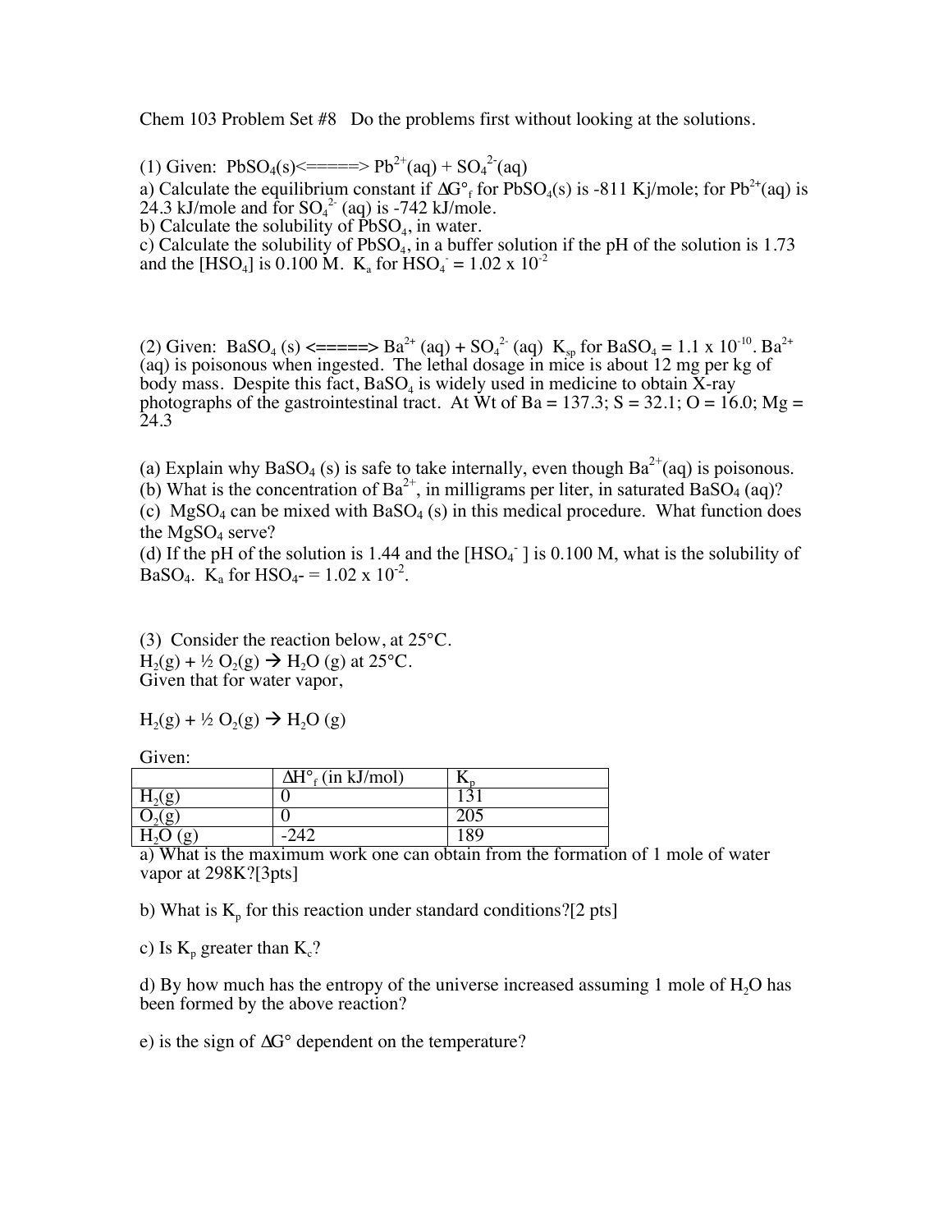Chem 103 Problem Set #8 Do the problems first without looking at the solutions.

(1) Given: $PbSO_4(s) \Longleftrightarrow Pb^{2+}(aq) + SO_4^{2-}(aq)$

a) Calculate the equilibrium constant if $\Delta G°_f$ for $PbSO_4(s)$ is -811 Kj/mole; for $Pb^{2+}(aq)$ is 24.3 kJ/mole and for $SO_4^{2-}$ (aq) is -742 kJ/mole.

b) Calculate the solubility of $PbSO_4$, in water.

c) Calculate the solubility of $PbSO_4$, in a buffer solution if the pH of the solution is 1.73 and the $[HSO_4]$ is 0.100 M. $K_a$ for $HSO_4^- = 1.02 \times 10^{-2}$

(2) Given: $BaSO_4$ (s) $\Longleftrightarrow Ba^{2+}$ (aq) + $SO_4^{2-}$ (aq) $K_{sp}$ for $BaSO_4 = 1.1 \times 10^{-10}$. $Ba^{2+}$ (aq) is poisonous when ingested. The lethal dosage in mice is about 12 mg per kg of body mass. Despite this fact, $BaSO_4$ is widely used in medicine to obtain X-ray photographs of the gastrointestinal tract. At Wt of Ba = 137.3; S = 32.1; O = 16.0; Mg = 24.3

(a) Explain why $BaSO_4$ (s) is safe to take internally, even though $Ba^{2+}$(aq) is poisonous.
(b) What is the concentration of $Ba^{2+}$, in milligrams per liter, in saturated $BaSO_4$ (aq)?
(c) $MgSO_4$ can be mixed with $BaSO_4$ (s) in this medical procedure. What function does the $MgSO_4$ serve?
(d) If the pH of the solution is 1.44 and the $[HSO_4^-]$ is 0.100 M, what is the solubility of $BaSO_4$. $K_a$ for $HSO_4^-$ = $1.02 \times 10^{-2}$.

(3) Consider the reaction below, at 25°C.
$H_2(g) + ½ O_2(g) \rightarrow H_2O$ (g) at 25°C.
Given that for water vapor,

$H_2(g) + ½ O_2(g) \rightarrow H_2O$ (g)

Given:

| | $\Delta H°_f$ (in kJ/mol) | $K_p$ |
|---|---|---|
| $H_2(g)$ | 0 | 131 |
| $O_2(g)$ | 0 | 205 |
| $H_2O$ (g) | -242 | 189 |

a) What is the maximum work one can obtain from the formation of 1 mole of water vapor at 298K?[3pts]

b) What is $K_p$ for this reaction under standard conditions?[2 pts]

c) Is $K_p$ greater than $K_c$?

d) By how much has the entropy of the universe increased assuming 1 mole of $H_2O$ has been formed by the above reaction?

e) is the sign of $\Delta G°$ dependent on the temperature?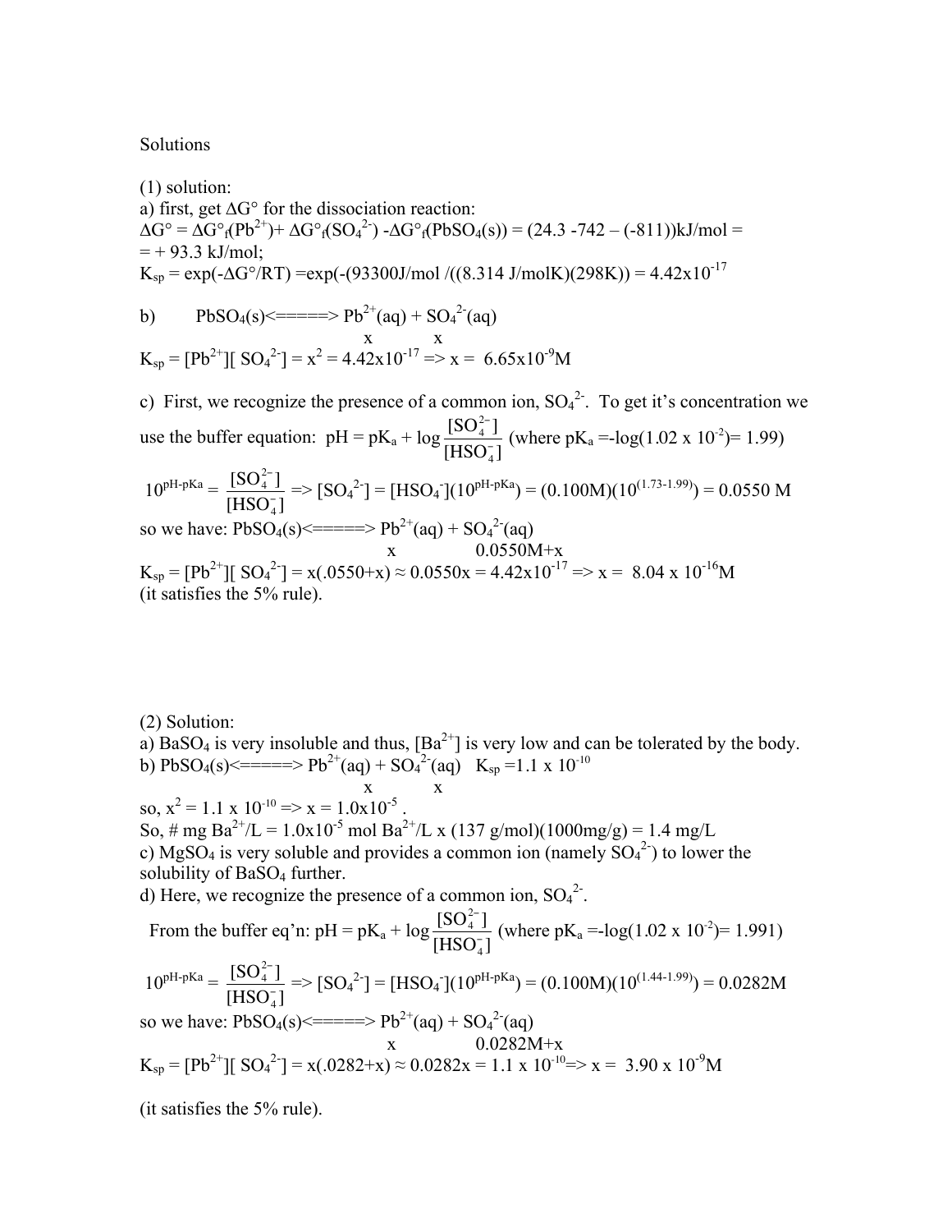Solutions

(1) solution:

a) first, get $\Delta G°$ for the dissociation reaction:

$\Delta G° = \Delta G°_f(Pb^{2+}) + \Delta G°_f(SO_4^{2-}) - \Delta G°_f(PbSO_4(s)) = (24.3 - 742 - (-811))$kJ/mol =
= + 93.3 kJ/mol;

$K_{sp} = \exp(-\Delta G°/RT) = \exp(-(93300\text{J/mol} /((8.314 \text{ J/molK})(298\text{K})) = 4.42\text{x}10^{-17}$

b) $PbSO_4(s) \Longleftrightarrow Pb^{2+}(aq) + SO_4^{2-}(aq)$

x x

$K_{sp} = [Pb^{2+}][SO_4^{2-}] = x^2 = 4.42\text{x}10^{-17} \Rightarrow x = 6.65\text{x}10^{-9}$M

c) First, we recognize the presence of a common ion, $SO_4^{2-}$. To get it's concentration we use the buffer equation: $pH = pK_a + \log\frac{[SO_4^{2-}]}{[HSO_4^-]}$ (where $pK_a = -\log(1.02 \times 10^{-2}) = 1.99$)

$10^{pH-pKa} = \frac{[SO_4^{2-}]}{[HSO_4^-]} \Rightarrow [SO_4^{2-}] = [HSO_4^-](10^{pH-pKa}) = (0.100\text{M})(10^{(1.73-1.99)}) = 0.0550$ M

so we have: $PbSO_4(s) \Longleftrightarrow Pb^{2+}(aq) + SO_4^{2-}(aq)$

x 0.0550M+x

$K_{sp} = [Pb^{2+}][SO_4^{2-}] = x(.0550+x) \approx 0.0550x = 4.42\text{x}10^{-17} \Rightarrow x = 8.04 \times 10^{-16}$M
(it satisfies the 5% rule).

(2) Solution:

a) $BaSO_4$ is very insoluble and thus, $[Ba^{2+}]$ is very low and can be tolerated by the body.

b) $PbSO_4(s) \Longleftrightarrow Pb^{2+}(aq) + SO_4^{2-}(aq)$ $K_{sp} = 1.1 \times 10^{-10}$

x x

so, $x^2 = 1.1 \times 10^{-10} \Rightarrow x = 1.0\text{x}10^{-5}$ .

So, # mg $Ba^{2+}$/L = $1.0\text{x}10^{-5}$ mol $Ba^{2+}$/L x (137 g/mol)(1000mg/g) = 1.4 mg/L

c) $MgSO_4$ is very soluble and provides a common ion (namely $SO_4^{2-}$) to lower the solubility of $BaSO_4$ further.

d) Here, we recognize the presence of a common ion, $SO_4^{2-}$.

From the buffer eq'n: $pH = pK_a + \log\frac{[SO_4^{2-}]}{[HSO_4^-]}$ (where $pK_a = -\log(1.02 \times 10^{-2}) = 1.991$)

$10^{pH-pKa} = \frac{[SO_4^{2-}]}{[HSO_4^-]} \Rightarrow [SO_4^{2-}] = [HSO_4^-](10^{pH-pKa}) = (0.100\text{M})(10^{(1.44-1.99)}) = 0.0282$M

so we have: $PbSO_4(s) \Longleftrightarrow Pb^{2+}(aq) + SO_4^{2-}(aq)$

x 0.0282M+x

$K_{sp} = [Pb^{2+}][SO_4^{2-}] = x(.0282+x) \approx 0.0282x = 1.1 \times 10^{-10} \Rightarrow x = 3.90 \times 10^{-9}$M

(it satisfies the 5% rule).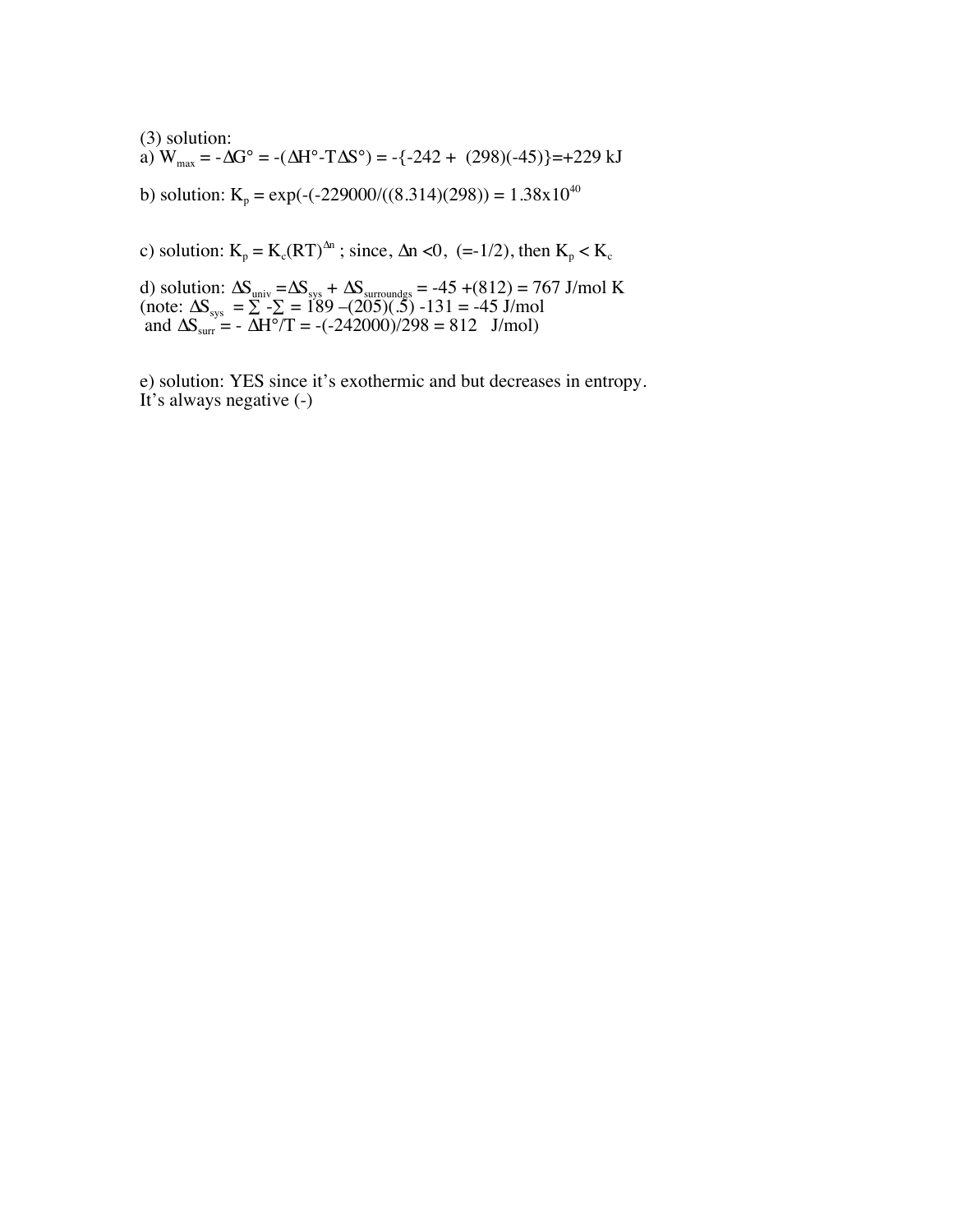(3) solution:

a) $W_{max} = -\Delta G° = -(\Delta H° - T\Delta S°) = -\{-242 + (298)(-45)\} = +229$ kJ

b) solution: $K_p = \exp(-(-229000/((8.314)(298)) = 1.38\times10^{40}$

c) solution: $K_p = K_c(RT)^{\Delta n}$ ; since, $\Delta n < 0$, $(=-1/2)$, then $K_p < K_c$

d) solution: $\Delta S_{univ} = \Delta S_{sys} + \Delta S_{surroundgs} = -45 + (812) = 767$ J/mol K
(note: $\Delta S_{sys} = \Sigma - \Sigma = 189 - (205)(.5) - 131 = -45$ J/mol
and $\Delta S_{surr} = -\Delta H°/T = -(-242000)/298 = 812$ J/mol)

e) solution: YES since it's exothermic and but decreases in entropy.
It's always negative (-)